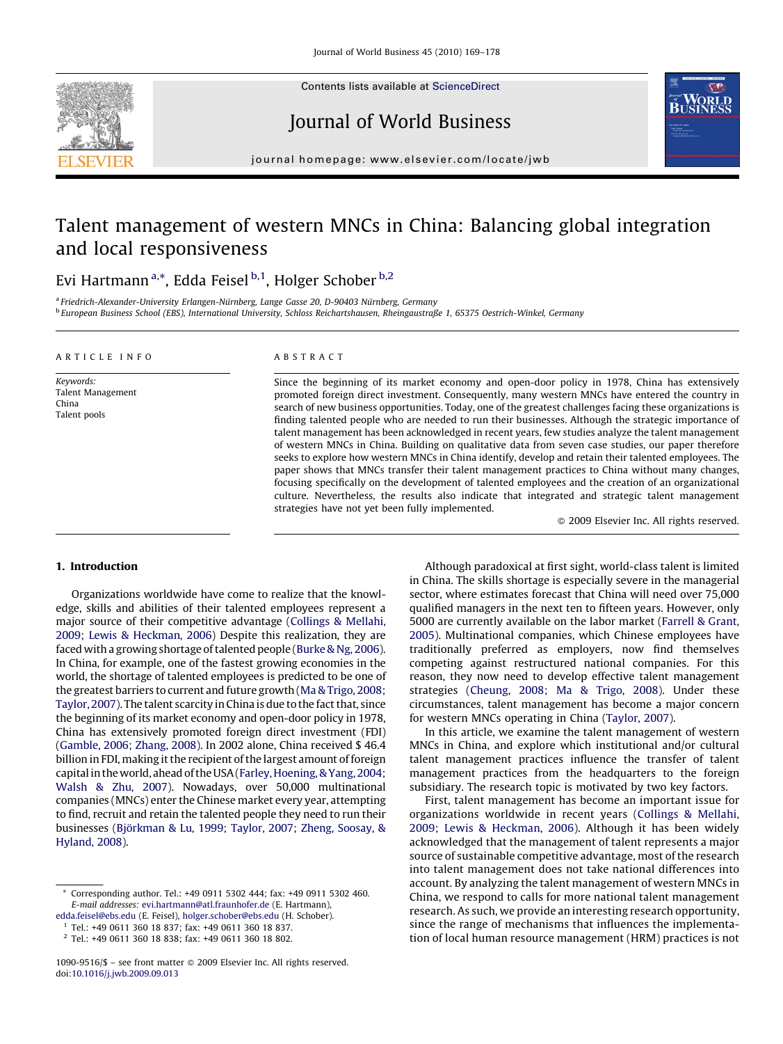# Talent management of western MNCs in China: Balancing global integration and local responsiveness

Evi Hartmann [a,*], Edda Feisel [b,1], Holger Schober [b,2]

[a] Friedrich-Alexander-University Erlangen-Nürnberg, Lange Gasse 20, D-90403 Nürnberg, Germany
[b] European Business School (EBS), International University, Schloss Reichartshausen, Rheingaustraße 1, 65375 Oestrich-Winkel, Germany

**ARTICLE INFO**

*Keywords:*
Talent Management
China
Talent pools

**ABSTRACT**

Since the beginning of its market economy and open-door policy in 1978, China has extensively promoted foreign direct investment. Consequently, many western MNCs have entered the country in search of new business opportunities. Today, one of the greatest challenges facing these organizations is finding talented people who are needed to run their businesses. Although the strategic importance of talent management has been acknowledged in recent years, few studies analyze the talent management of western MNCs in China. Building on qualitative data from seven case studies, our paper therefore seeks to explore how western MNCs in China identify, develop and retain their talented employees. The paper shows that MNCs transfer their talent management practices to China without many changes, focusing specifically on the development of talented employees and the creation of an organizational culture. Nevertheless, the results also indicate that integrated and strategic talent management strategies have not yet been fully implemented.

© 2009 Elsevier Inc. All rights reserved.

## 1. Introduction

Organizations worldwide have come to realize that the knowledge, skills and abilities of their talented employees represent a major source of their competitive advantage (Collings & Mellahi, 2009; Lewis & Heckman, 2006) Despite this realization, they are faced with a growing shortage of talented people (Burke & Ng, 2006). In China, for example, one of the fastest growing economies in the world, the shortage of talented employees is predicted to be one of the greatest barriers to current and future growth (Ma & Trigo, 2008; Taylor, 2007). The talent scarcity in China is due to the fact that, since the beginning of its market economy and open-door policy in 1978, China has extensively promoted foreign direct investment (FDI) (Gamble, 2006; Zhang, 2008). In 2002 alone, China received $ 46.4 billion in FDI, making it the recipient of the largest amount of foreign capital in the world, ahead of the USA (Farley, Hoening, & Yang, 2004; Walsh & Zhu, 2007). Nowadays, over 50,000 multinational companies (MNCs) enter the Chinese market every year, attempting to find, recruit and retain the talented people they need to run their businesses (Björkman & Lu, 1999; Taylor, 2007; Zheng, Soosay, & Hyland, 2008).

Although paradoxical at first sight, world-class talent is limited in China. The skills shortage is especially severe in the managerial sector, where estimates forecast that China will need over 75,000 qualified managers in the next ten to fifteen years. However, only 5000 are currently available on the labor market (Farrell & Grant, 2005). Multinational companies, which Chinese employees have traditionally preferred as employers, now find themselves competing against restructured national companies. For this reason, they now need to develop effective talent management strategies (Cheung, 2008; Ma & Trigo, 2008). Under these circumstances, talent management has become a major concern for western MNCs operating in China (Taylor, 2007).

In this article, we examine the talent management of western MNCs in China, and explore which institutional and/or cultural talent management practices influence the transfer of talent management practices from the headquarters to the foreign subsidiary. The research topic is motivated by two key factors.

First, talent management has become an important issue for organizations worldwide in recent years (Collings & Mellahi, 2009; Lewis & Heckman, 2006). Although it has been widely acknowledged that the management of talent represents a major source of sustainable competitive advantage, most of the research into talent management does not take national differences into account. By analyzing the talent management of western MNCs in China, we respond to calls for more national talent management research. As such, we provide an interesting research opportunity, since the range of mechanisms that influences the implementation of local human resource management (HRM) practices is not

---

* Corresponding author. Tel.: +49 0911 5302 444; fax: +49 0911 5302 460.
*E-mail addresses:* evi.hartmann@atl.fraunhofer.de (E. Hartmann), edda.feisel@ebs.edu (E. Feisel), holger.schober@ebs.edu (H. Schober).
[1] Tel.: +49 0611 360 18 837; fax: +49 0611 360 18 837.
[2] Tel.: +49 0611 360 18 838; fax: +49 0611 360 18 802.

1090-9516/$ – see front matter © 2009 Elsevier Inc. All rights reserved.
doi:10.1016/j.jwb.2009.09.013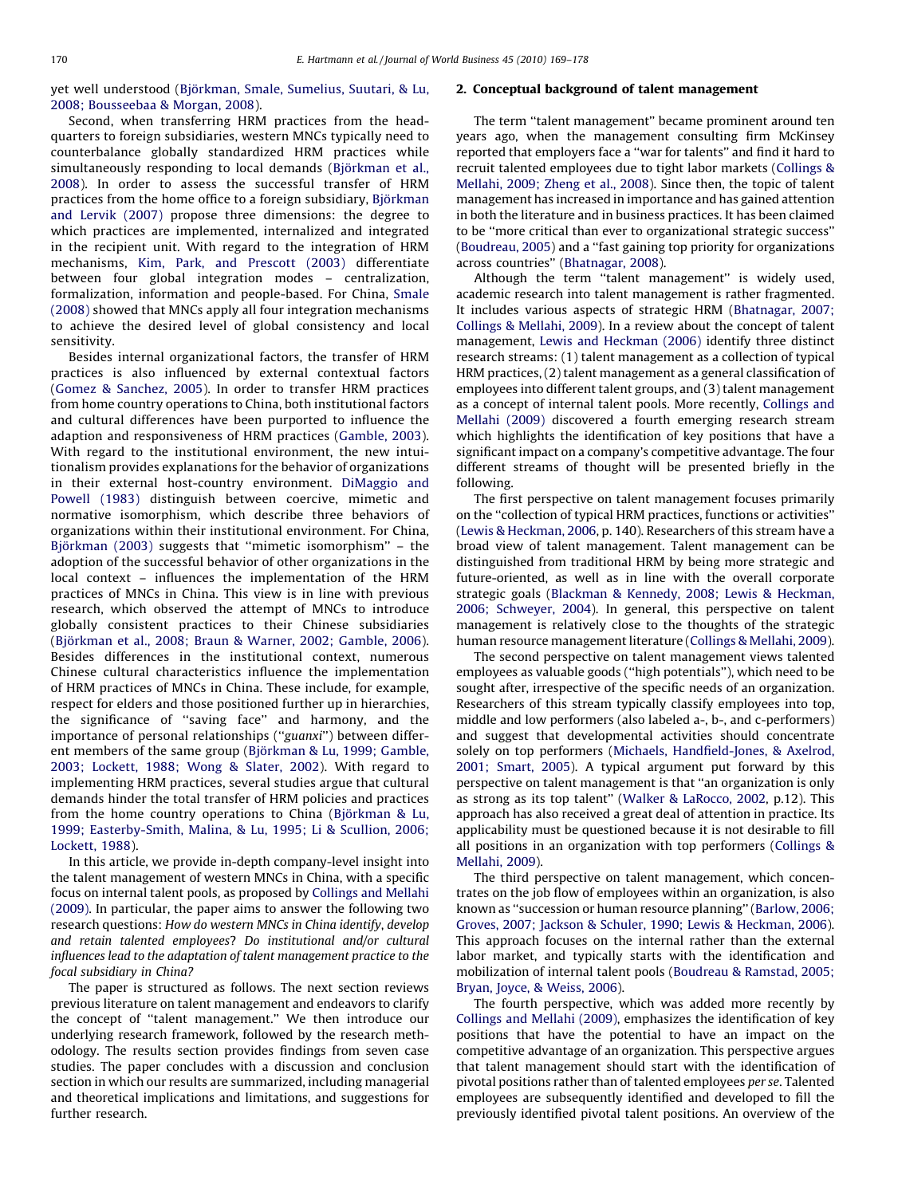yet well understood (Björkman, Smale, Sumelius, Suutari, & Lu, 2008; Bousseebaa & Morgan, 2008).

Second, when transferring HRM practices from the headquarters to foreign subsidiaries, western MNCs typically need to counterbalance globally standardized HRM practices while simultaneously responding to local demands (Björkman et al., 2008). In order to assess the successful transfer of HRM practices from the home office to a foreign subsidiary, Björkman and Lervik (2007) propose three dimensions: the degree to which practices are implemented, internalized and integrated in the recipient unit. With regard to the integration of HRM mechanisms, Kim, Park, and Prescott (2003) differentiate between four global integration modes – centralization, formalization, information and people-based. For China, Smale (2008) showed that MNCs apply all four integration mechanisms to achieve the desired level of global consistency and local sensitivity.

Besides internal organizational factors, the transfer of HRM practices is also influenced by external contextual factors (Gomez & Sanchez, 2005). In order to transfer HRM practices from home country operations to China, both institutional factors and cultural differences have been purported to influence the adaption and responsiveness of HRM practices (Gamble, 2003). With regard to the institutional environment, the new intuitionalism provides explanations for the behavior of organizations in their external host-country environment. DiMaggio and Powell (1983) distinguish between coercive, mimetic and normative isomorphism, which describe three behaviors of organizations within their institutional environment. For China, Björkman (2003) suggests that ''mimetic isomorphism'' – the adoption of the successful behavior of other organizations in the local context – influences the implementation of the HRM practices of MNCs in China. This view is in line with previous research, which observed the attempt of MNCs to introduce globally consistent practices to their Chinese subsidiaries (Björkman et al., 2008; Braun & Warner, 2002; Gamble, 2006). Besides differences in the institutional context, numerous Chinese cultural characteristics influence the implementation of HRM practices of MNCs in China. These include, for example, respect for elders and those positioned further up in hierarchies, the significance of ''saving face'' and harmony, and the importance of personal relationships (''*guanxi*'') between different members of the same group (Björkman & Lu, 1999; Gamble, 2003; Lockett, 1988; Wong & Slater, 2002). With regard to implementing HRM practices, several studies argue that cultural demands hinder the total transfer of HRM policies and practices from the home country operations to China (Björkman & Lu, 1999; Easterby-Smith, Malina, & Lu, 1995; Li & Scullion, 2006; Lockett, 1988).

In this article, we provide in-depth company-level insight into the talent management of western MNCs in China, with a specific focus on internal talent pools, as proposed by Collings and Mellahi (2009). In particular, the paper aims to answer the following two research questions: *How do western MNCs in China identify, develop and retain talented employees*? *Do institutional and/or cultural influences lead to the adaptation of talent management practice to the focal subsidiary in China?*

The paper is structured as follows. The next section reviews previous literature on talent management and endeavors to clarify the concept of ''talent management.'' We then introduce our underlying research framework, followed by the research methodology. The results section provides findings from seven case studies. The paper concludes with a discussion and conclusion section in which our results are summarized, including managerial and theoretical implications and limitations, and suggestions for further research.

## 2. Conceptual background of talent management

The term ''talent management'' became prominent around ten years ago, when the management consulting firm McKinsey reported that employers face a ''war for talents'' and find it hard to recruit talented employees due to tight labor markets (Collings & Mellahi, 2009; Zheng et al., 2008). Since then, the topic of talent management has increased in importance and has gained attention in both the literature and in business practices. It has been claimed to be ''more critical than ever to organizational strategic success'' (Boudreau, 2005) and a ''fast gaining top priority for organizations across countries'' (Bhatnagar, 2008).

Although the term ''talent management'' is widely used, academic research into talent management is rather fragmented. It includes various aspects of strategic HRM (Bhatnagar, 2007; Collings & Mellahi, 2009). In a review about the concept of talent management, Lewis and Heckman (2006) identify three distinct research streams: (1) talent management as a collection of typical HRM practices, (2) talent management as a general classification of employees into different talent groups, and (3) talent management as a concept of internal talent pools. More recently, Collings and Mellahi (2009) discovered a fourth emerging research stream which highlights the identification of key positions that have a significant impact on a company's competitive advantage. The four different streams of thought will be presented briefly in the following.

The first perspective on talent management focuses primarily on the ''collection of typical HRM practices, functions or activities'' (Lewis & Heckman, 2006, p. 140). Researchers of this stream have a broad view of talent management. Talent management can be distinguished from traditional HRM by being more strategic and future-oriented, as well as in line with the overall corporate strategic goals (Blackman & Kennedy, 2008; Lewis & Heckman, 2006; Schweyer, 2004). In general, this perspective on talent management is relatively close to the thoughts of the strategic human resource management literature (Collings & Mellahi, 2009).

The second perspective on talent management views talented employees as valuable goods (''high potentials''), which need to be sought after, irrespective of the specific needs of an organization. Researchers of this stream typically classify employees into top, middle and low performers (also labeled a-, b-, and c-performers) and suggest that developmental activities should concentrate solely on top performers (Michaels, Handfield-Jones, & Axelrod, 2001; Smart, 2005). A typical argument put forward by this perspective on talent management is that ''an organization is only as strong as its top talent'' (Walker & LaRocco, 2002, p.12). This approach has also received a great deal of attention in practice. Its applicability must be questioned because it is not desirable to fill all positions in an organization with top performers (Collings & Mellahi, 2009).

The third perspective on talent management, which concentrates on the job flow of employees within an organization, is also known as ''succession or human resource planning'' (Barlow, 2006; Groves, 2007; Jackson & Schuler, 1990; Lewis & Heckman, 2006). This approach focuses on the internal rather than the external labor market, and typically starts with the identification and mobilization of internal talent pools (Boudreau & Ramstad, 2005; Bryan, Joyce, & Weiss, 2006).

The fourth perspective, which was added more recently by Collings and Mellahi (2009), emphasizes the identification of key positions that have the potential to have an impact on the competitive advantage of an organization. This perspective argues that talent management should start with the identification of pivotal positions rather than of talented employees *per se*. Talented employees are subsequently identified and developed to fill the previously identified pivotal talent positions. An overview of the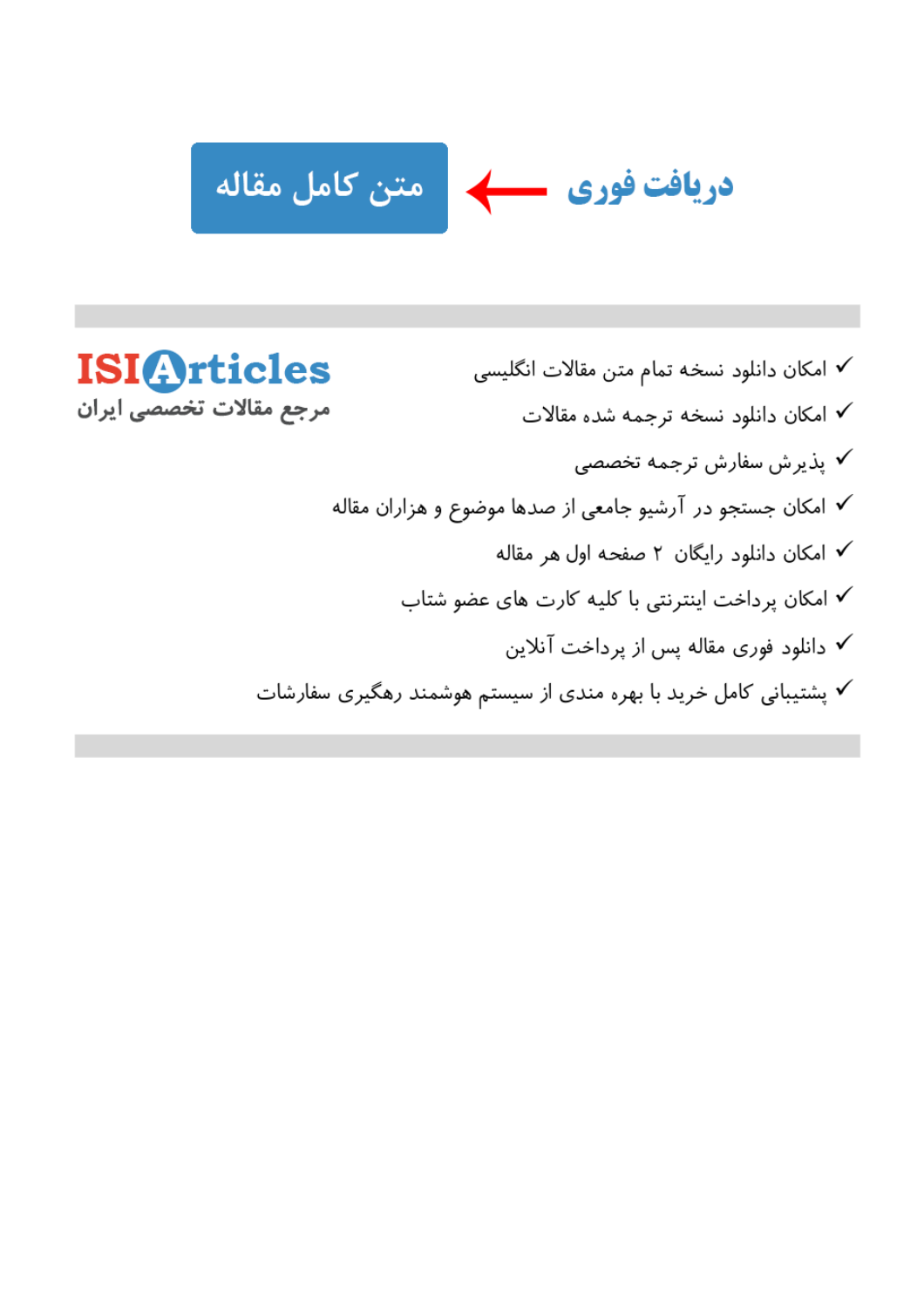دریافت فوری ← **متن کامل مقاله**

**ISIArticles**
مرجع مقالات تخصصی ایران

- ✓ امکان دانلود نسخه تمام متن مقالات انگلیسی
- ✓ امکان دانلود نسخه ترجمه شده مقالات
- ✓ پذیرش سفارش ترجمه تخصصی
- ✓ امکان جستجو در آرشیو جامعی از صدها موضوع و هزاران مقاله
- ✓ امکان دانلود رایگان ۲ صفحه اول هر مقاله
- ✓ امکان پرداخت اینترنتی با کلیه کارت های عضو شتاب
- ✓ دانلود فوری مقاله پس از پرداخت آنلاین
- ✓ پشتیبانی کامل خرید با بهره مندی از سیستم هوشمند رهگیری سفارشات